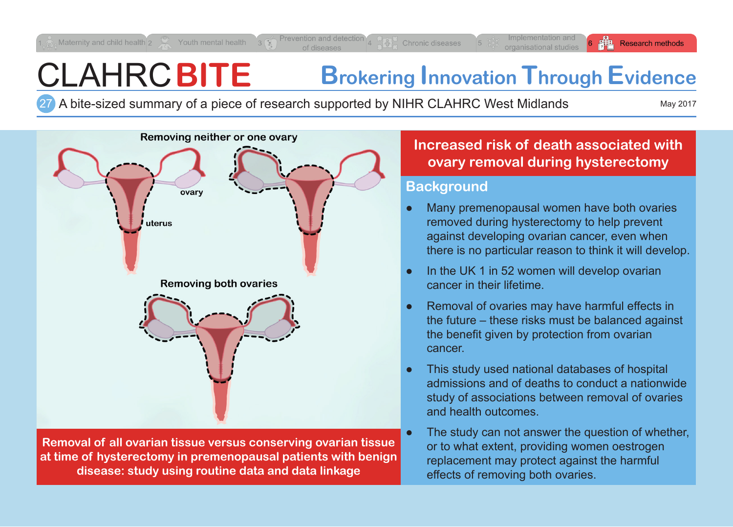1 Maternity and child health | 2 Youth mental health | 3 Prevention and detection of diseases | 4 Chronic diseases | 5 Implementation and organisational studies | 6 Research methods

# CLAHRC BITE

## Brokering Innovation Through Evidence

27 A bite-sized summary of a piece of research supported by NIHR CLAHRC West Midlands

May 2017

Removing neither or one ovary

ovary

uterus

Removing both ovaries

**Removal of all ovarian tissue versus conserving ovarian tissue at time of hysterectomy in premenopausal patients with benign disease: study using routine data and data linkage**

## Increased risk of death associated with ovary removal during hysterectomy

### Background

- Many premenopausal women have both ovaries removed during hysterectomy to help prevent against developing ovarian cancer, even when there is no particular reason to think it will develop.
- In the UK 1 in 52 women will develop ovarian cancer in their lifetime.
- Removal of ovaries may have harmful effects in the future – these risks must be balanced against the benefit given by protection from ovarian cancer.
- This study used national databases of hospital admissions and of deaths to conduct a nationwide study of associations between removal of ovaries and health outcomes.
- The study can not answer the question of whether, or to what extent, providing women oestrogen replacement may protect against the harmful effects of removing both ovaries.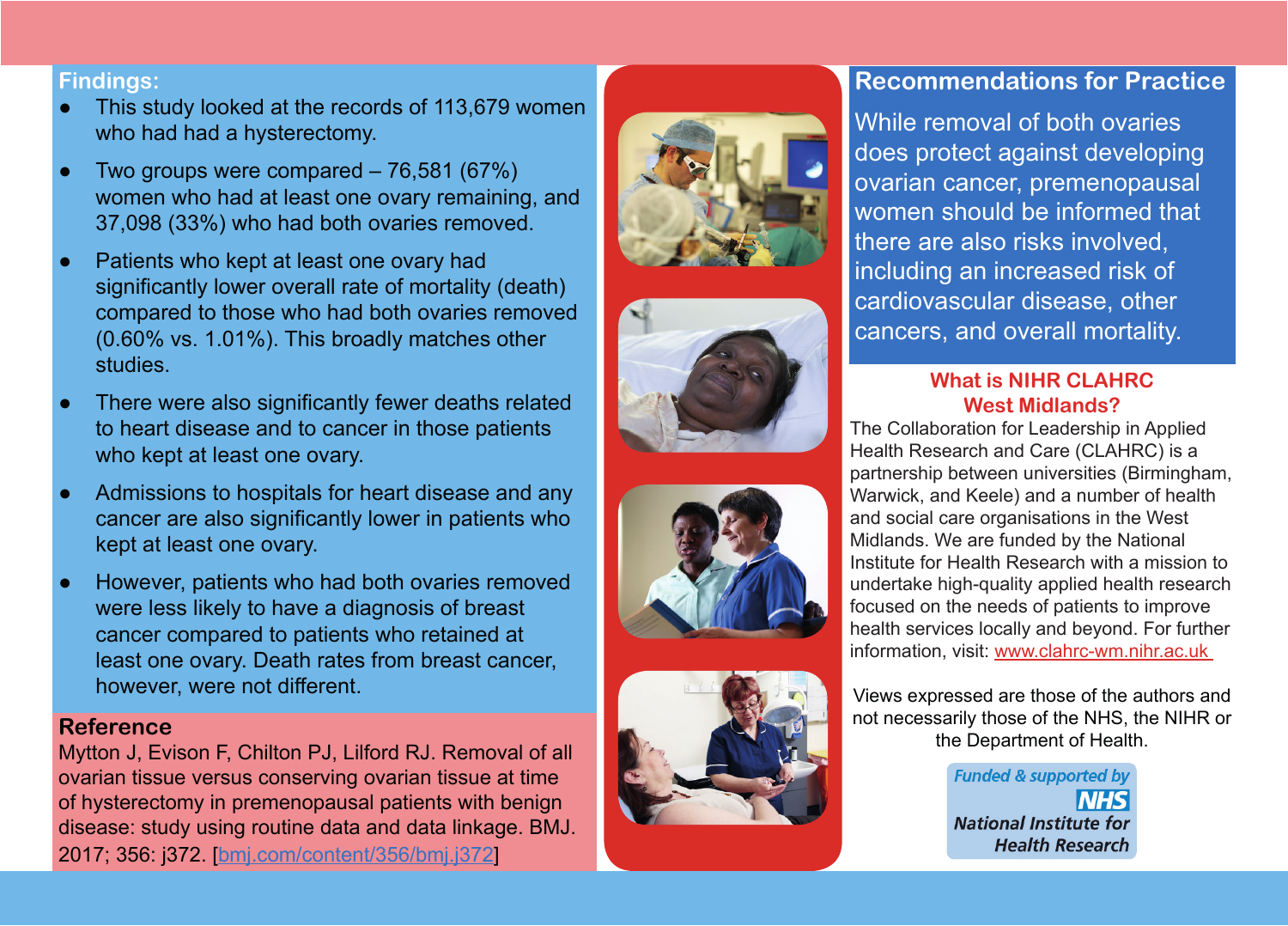## Findings:

- This study looked at the records of 113,679 women who had had a hysterectomy.
- Two groups were compared – 76,581 (67%) women who had at least one ovary remaining, and 37,098 (33%) who had both ovaries removed.
- Patients who kept at least one ovary had significantly lower overall rate of mortality (death) compared to those who had both ovaries removed (0.60% vs. 1.01%). This broadly matches other studies.
- There were also significantly fewer deaths related to heart disease and to cancer in those patients who kept at least one ovary.
- Admissions to hospitals for heart disease and any cancer are also significantly lower in patients who kept at least one ovary.
- However, patients who had both ovaries removed were less likely to have a diagnosis of breast cancer compared to patients who retained at least one ovary. Death rates from breast cancer, however, were not different.

## Reference

Mytton J, Evison F, Chilton PJ, Lilford RJ. Removal of all ovarian tissue versus conserving ovarian tissue at time of hysterectomy in premenopausal patients with benign disease: study using routine data and data linkage. BMJ. 2017; 356: j372. [bmj.com/content/356/bmj.j372]

## Recommendations for Practice

While removal of both ovaries does protect against developing ovarian cancer, premenopausal women should be informed that there are also risks involved, including an increased risk of cardiovascular disease, other cancers, and overall mortality.

## What is NIHR CLAHRC West Midlands?

The Collaboration for Leadership in Applied Health Research and Care (CLAHRC) is a partnership between universities (Birmingham, Warwick, and Keele) and a number of health and social care organisations in the West Midlands. We are funded by the National Institute for Health Research with a mission to undertake high-quality applied health research focused on the needs of patients to improve health services locally and beyond. For further information, visit: www.clahrc-wm.nihr.ac.uk

Views expressed are those of the authors and not necessarily those of the NHS, the NIHR or the Department of Health.

*Funded & supported by* NHS National Institute for Health Research